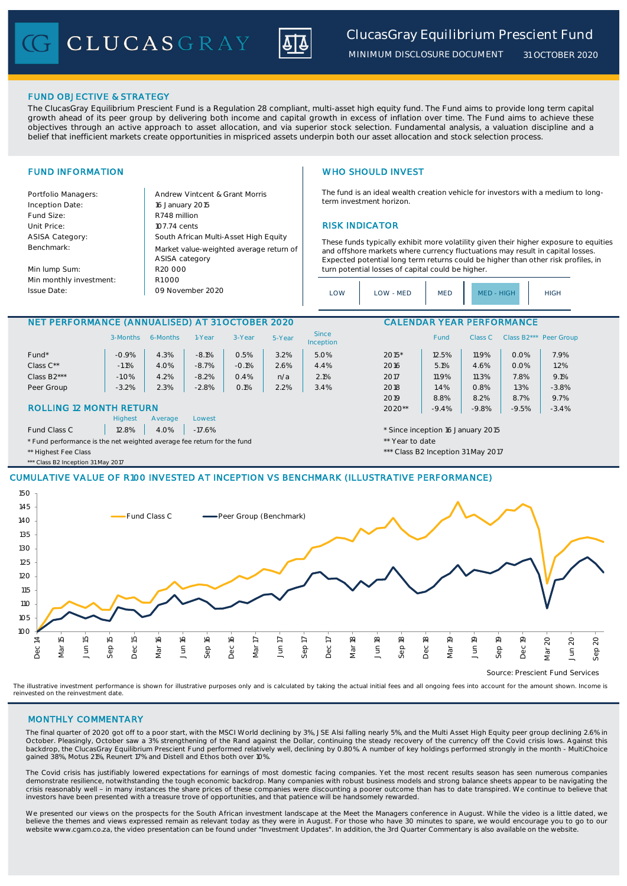# ClucasGray Equilibrium Prescient Fund

MINIMUM DISCLOSURE DOCUMENT 31 OCTOBER 2020

## FUND OBJECTIVE & STRATEGY

The ClucasGray Equilibrium Prescient Fund is a Regulation 28 compliant, multi-asset high equity fund. The Fund aims to provide long term capital growth ahead of its peer group by delivering both income and capital growth in excess of inflation over time. The Fund aims to achieve these objectives through an active approach to asset allocation, and via superior stock selection. Fundamental analysis, a valuation discipline and a belief that inefficient markets create opportunities in mispriced assets underpin both our asset allocation and stock selection process.

## FUND INFORMATION

| | |
|---|---|
| Portfolio Managers: | Andrew Vintcent & Grant Morris |
| Inception Date: | 16 January 2015 |
| Fund Size: | R748 million |
| Unit Price: | 107.74 cents |
| ASISA Category: | South African Multi-Asset High Equity |
| Benchmark: | Market value-weighted average return of ASISA category |
| Min lump Sum: | R20 000 |
| Min monthly investment: | R1000 |
| Issue Date: | 09 November 2020 |

## WHO SHOULD INVEST

The fund is an ideal wealth creation vehicle for investors with a medium to long-term investment horizon.

## RISK INDICATOR

These funds typically exhibit more volatility given their higher exposure to equities and offshore markets where currency fluctuations may result in capital losses. Expected potential long term returns could be higher than other risk profiles, in turn potential losses of capital could be higher.

LOW | LOW - MED | MED | **MED - HIGH** | HIGH

## NET PERFORMANCE (ANNUALISED) AT 31 OCTOBER 2020

| | 3-Months | 6-Months | 1-Year | 3-Year | 5-Year | Since Inception |
|---|---|---|---|---|---|---|
| Fund* | -0.9% | 4.3% | -8.1% | 0.5% | 3.2% | 5.0% |
| Class C** | -1.1% | 4.0% | -8.7% | -0.1% | 2.6% | 4.4% |
| Class B2*** | -1.0% | 4.2% | -8.2% | 0.4% | n/a | 2.1% |
| Peer Group | -3.2% | 2.3% | -2.8% | 0.1% | 2.2% | 3.4% |

## ROLLING 12 MONTH RETURN

| | Highest | Average | Lowest |
|---|---|---|---|
| Fund Class C | 12.8% | 4.0% | -17.6% |

\* Fund performance is the net weighted average fee return for the fund

** Highest Fee Class

*** Class B2 Inception 31 May 2017

## CALENDAR YEAR PERFORMANCE

| | Fund | Class C | Class B2*** | Peer Group |
|---|---|---|---|---|
| 2015* | 12.5% | 11.9% | 0.0% | 7.9% |
| 2016 | 5.1% | 4.6% | 0.0% | 1.2% |
| 2017 | 11.9% | 11.3% | 7.8% | 9.1% |
| 2018 | 1.4% | 0.8% | 1.3% | -3.8% |
| 2019 | 8.8% | 8.2% | 8.7% | 9.7% |
| 2020** | -9.4% | -9.8% | -9.5% | -3.4% |

\* Since inception 16 January 2015

** Year to date

*** Class B2 Inception 31 May 2017

## CUMULATIVE VALUE OF R100 INVESTED AT INCEPTION VS BENCHMARK (ILLUSTRATIVE PERFORMANCE)

Source: Prescient Fund Services

The illustrative investment performance is shown for illustrative purposes only and is calculated by taking the actual initial fees and all ongoing fees into account for the amount shown. Income is reinvested on the reinvestment date.

## MONTHLY COMMENTARY

The final quarter of 2020 got off to a poor start, with the MSCI World declining by 3%, JSE Alsi falling nearly 5%, and the Multi Asset High Equity peer group declining 2.6% in October. Pleasingly, October saw a 3% strengthening of the Rand against the Dollar, continuing the steady recovery of the currency off the Covid crisis lows. Against this backdrop, the ClucasGray Equilibrium Prescient Fund performed relatively well, declining by 0.80%. A number of key holdings performed strongly in the month - MultiChoice gained 38%, Motus 21%, Reunert 17% and Distell and Ethos both over 10%.

The Covid crisis has justifiably lowered expectations for earnings of most domestic facing companies. Yet the most recent results season has seen numerous companies demonstrate resilience, notwithstanding the tough economic backdrop. Many companies with robust business models and strong balance sheets appear to be navigating the crisis reasonably well – in many instances the share prices of these companies were discounting a poorer outcome than has to date transpired. We continue to believe that investors have been presented with a treasure trove of opportunities, and that patience will be handsomely rewarded.

We presented our views on the prospects for the South African investment landscape at the Meet the Managers conference in August. While the video is a little dated, we believe the themes and views expressed remain as relevant today as they were in August. For those who have 30 minutes to spare, we would encourage you to go to our website www.cgam.co.za, the video presentation can be found under "Investment Updates". In addition, the 3rd Quarter Commentary is also available on the website.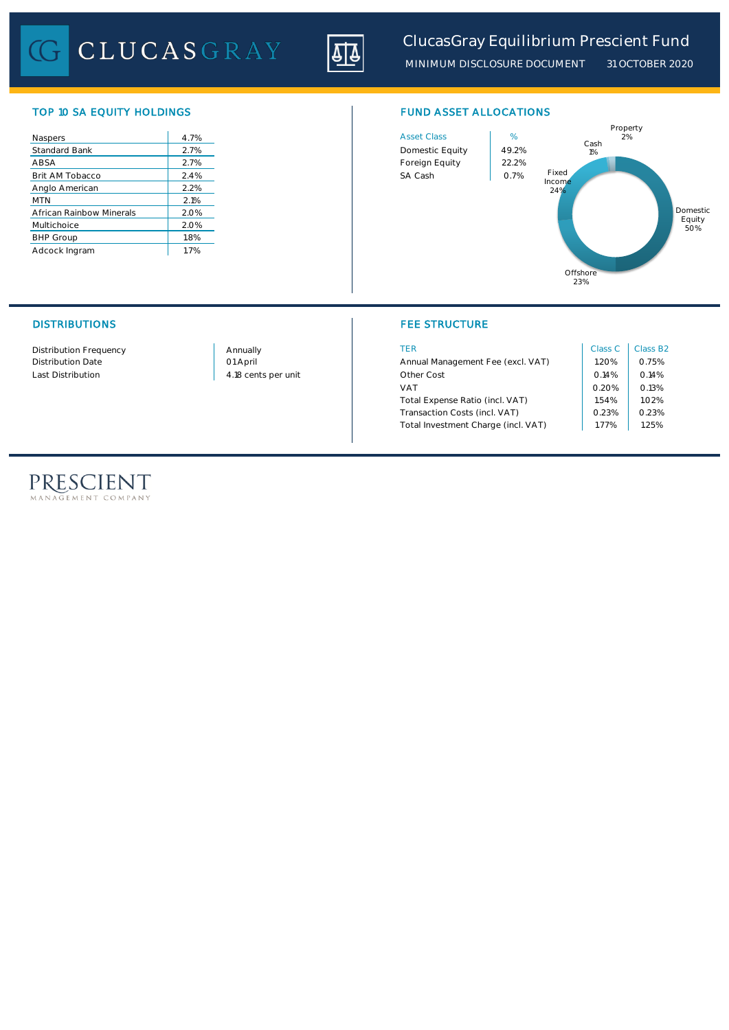# ClucasGray Equilibrium Prescient Fund

MINIMUM DISCLOSURE DOCUMENT 31 OCTOBER 2020

## TOP 10 SA EQUITY HOLDINGS

| Holding | % |
|---|---|
| Naspers | 4.7% |
| Standard Bank | 2.7% |
| ABSA | 2.7% |
| Brit AM Tobacco | 2.4% |
| Anglo American | 2.2% |
| MTN | 2.1% |
| African Rainbow Minerals | 2.0% |
| Multichoice | 2.0% |
| BHP Group | 1.8% |
| Adcock Ingram | 1.7% |

## FUND ASSET ALLOCATIONS

| Asset Class | % |
|---|---|
| Domestic Equity | 49.2% |
| Foreign Equity | 22.2% |
| SA Cash | 0.7% |

Domestic Equity 50%, Offshore 23%, Fixed Income 24%, Cash 1%, Property 2%

## DISTRIBUTIONS

| | |
|---|---|
| Distribution Frequency | Annually |
| Distribution Date | 01 April |
| Last Distribution | 4.18 cents per unit |

## FEE STRUCTURE

| TER | Class C | Class B2 |
|---|---|---|
| Annual Management Fee (excl. VAT) | 1.20% | 0.75% |
| Other Cost | 0.14% | 0.14% |
| VAT | 0.20% | 0.13% |
| Total Expense Ratio (incl. VAT) | 1.54% | 1.02% |
| Transaction Costs (incl. VAT) | 0.23% | 0.23% |
| Total Investment Charge (incl. VAT) | 1.77% | 1.25% |

PRESCIENT MANAGEMENT COMPANY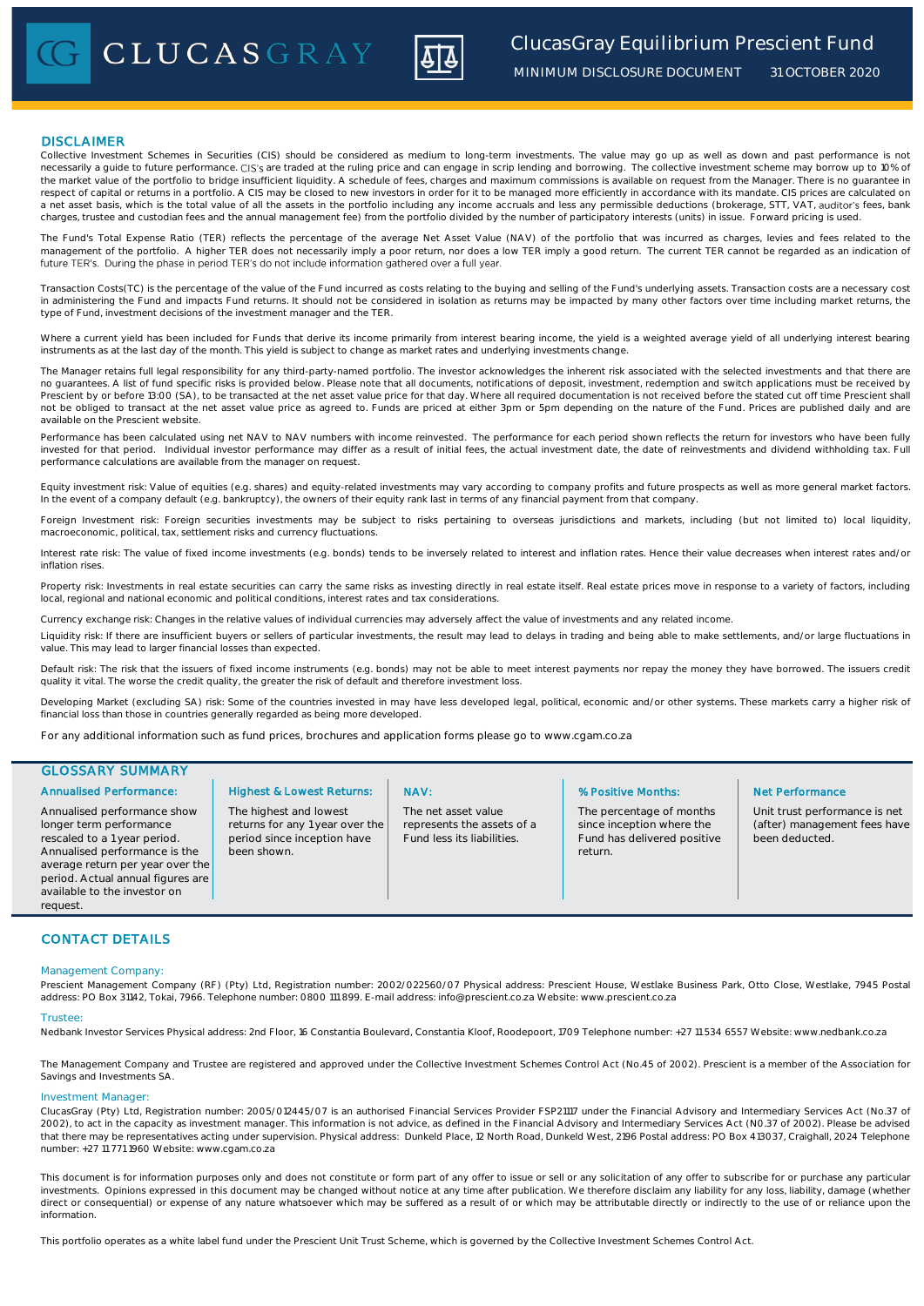# ClucasGray Equilibrium Prescient Fund

MINIMUM DISCLOSURE DOCUMENT 31 OCTOBER 2020

## DISCLAIMER

Collective Investment Schemes in Securities (CIS) should be considered as medium to long-term investments. The value may go up as well as down and past performance is not necessarily a guide to future performance. CIS's are traded at the ruling price and can engage in scrip lending and borrowing. The collective investment scheme may borrow up to 10% of the market value of the portfolio to bridge insufficient liquidity. A schedule of fees, charges and maximum commissions is available on request from the Manager. There is no guarantee in respect of capital or returns in a portfolio. A CIS may be closed to new investors in order for it to be managed more efficiently in accordance with its mandate. CIS prices are calculated on a net asset basis, which is the total value of all the assets in the portfolio including any income accruals and less any permissible deductions (brokerage, STT, VAT, auditor's fees, bank charges, trustee and custodian fees and the annual management fee) from the portfolio divided by the number of participatory interests (units) in issue. Forward pricing is used.

The Fund's Total Expense Ratio (TER) reflects the percentage of the average Net Asset Value (NAV) of the portfolio that was incurred as charges, levies and fees related to the management of the portfolio. A higher TER does not necessarily imply a poor return, nor does a low TER imply a good return. The current TER cannot be regarded as an indication of future TER's. During the phase in period TER's do not include information gathered over a full year.

Transaction Costs(TC) is the percentage of the value of the Fund incurred as costs relating to the buying and selling of the Fund's underlying assets. Transaction costs are a necessary cost in administering the Fund and impacts Fund returns. It should not be considered in isolation as returns may be impacted by many other factors over time including market returns, the type of Fund, investment decisions of the investment manager and the TER.

Where a current yield has been included for Funds that derive its income primarily from interest bearing income, the yield is a weighted average yield of all underlying interest bearing instruments as at the last day of the month. This yield is subject to change as market rates and underlying investments change.

The Manager retains full legal responsibility for any third-party-named portfolio. The investor acknowledges the inherent risk associated with the selected investments and that there are no guarantees. A list of fund specific risks is provided below. Please note that all documents, notifications of deposit, investment, redemption and switch applications must be received by Prescient by or before 13:00 (SA), to be transacted at the net asset value price for that day. Where all required documentation is not received before the stated cut off time Prescient shall not be obliged to transact at the net asset value price as agreed to. Funds are priced at either 3pm or 5pm depending on the nature of the Fund. Prices are published daily and are available on the Prescient website.

Performance has been calculated using net NAV to NAV numbers with income reinvested. The performance for each period shown reflects the return for investors who have been fully invested for that period. Individual investor performance may differ as a result of initial fees, the actual investment date, the date of reinvestments and dividend withholding tax. Full performance calculations are available from the manager on request.

Equity investment risk: Value of equities (e.g. shares) and equity-related investments may vary according to company profits and future prospects as well as more general market factors. In the event of a company default (e.g. bankruptcy), the owners of their equity rank last in terms of any financial payment from that company.

Foreign Investment risk: Foreign securities investments may be subject to risks pertaining to overseas jurisdictions and markets, including (but not limited to) local liquidity, macroeconomic, political, tax, settlement risks and currency fluctuations.

Interest rate risk: The value of fixed income investments (e.g. bonds) tends to be inversely related to interest and inflation rates. Hence their value decreases when interest rates and/or inflation rises.

Property risk: Investments in real estate securities can carry the same risks as investing directly in real estate itself. Real estate prices move in response to a variety of factors, including local, regional and national economic and political conditions, interest rates and tax considerations.

Currency exchange risk: Changes in the relative values of individual currencies may adversely affect the value of investments and any related income.

Liquidity risk: If there are insufficient buyers or sellers of particular investments, the result may lead to delays in trading and being able to make settlements, and/or large fluctuations in value. This may lead to larger financial losses than expected.

Default risk: The risk that the issuers of fixed income instruments (e.g. bonds) may not be able to meet interest payments nor repay the money they have borrowed. The issuers credit quality it vital. The worse the credit quality, the greater the risk of default and therefore investment loss.

Developing Market (excluding SA) risk: Some of the countries invested in may have less developed legal, political, economic and/or other systems. These markets carry a higher risk of financial loss than those in countries generally regarded as being more developed.

For any additional information such as fund prices, brochures and application forms please go to www.cgam.co.za

## GLOSSARY SUMMARY

**Annualised Performance:** Annualised performance show longer term performance rescaled to a 1 year period. Annualised performance is the average return per year over the period. Actual annual figures are available to the investor on request.

**Highest & Lowest Returns:** The highest and lowest returns for any 1 year over the period since inception have been shown.

**NAV:** The net asset value represents the assets of a Fund less its liabilities.

**% Positive Months:** The percentage of months since inception where the Fund has delivered positive return.

**Net Performance:** Unit trust performance is net (after) management fees have been deducted.

## CONTACT DETAILS

### Management Company:

Prescient Management Company (RF) (Pty) Ltd, Registration number: 2002/022560/07 Physical address: Prescient House, Westlake Business Park, Otto Close, Westlake, 7945 Postal address: PO Box 31142, Tokai, 7966. Telephone number: 0800 111 899. E-mail address: info@prescient.co.za Website: www.prescient.co.za

### Trustee:

Nedbank Investor Services Physical address: 2nd Floor, 16 Constantia Boulevard, Constantia Kloof, Roodepoort, 1709 Telephone number: +27 11 534 6557 Website: www.nedbank.co.za

The Management Company and Trustee are registered and approved under the Collective Investment Schemes Control Act (No.45 of 2002). Prescient is a member of the Association for Savings and Investments SA.

### Investment Manager:

ClucasGray (Pty) Ltd, Registration number: 2005/012445/07 is an authorised Financial Services Provider FSP21117 under the Financial Advisory and Intermediary Services Act (No.37 of 2002), to act in the capacity as investment manager. This information is not advice, as defined in the Financial Advisory and Intermediary Services Act (NO.37 of 2002). Please be advised that there may be representatives acting under supervision. Physical address: Dunkeld Place, 12 North Road, Dunkeld West, 2196 Postal address: PO Box 413037, Craighall, 2024 Telephone number: +27 11 771 1960 Website: www.cgam.co.za

This document is for information purposes only and does not constitute or form part of any offer to issue or sell or any solicitation of any offer to subscribe for or purchase any particular investments. Opinions expressed in this document may be changed without notice at any time after publication. We therefore disclaim any liability for any loss, liability, damage (whether direct or consequential) or expense of any nature whatsoever which may be suffered as a result of or which may be attributable directly or indirectly to the use of or reliance upon the information.

This portfolio operates as a white label fund under the Prescient Unit Trust Scheme, which is governed by the Collective Investment Schemes Control Act.